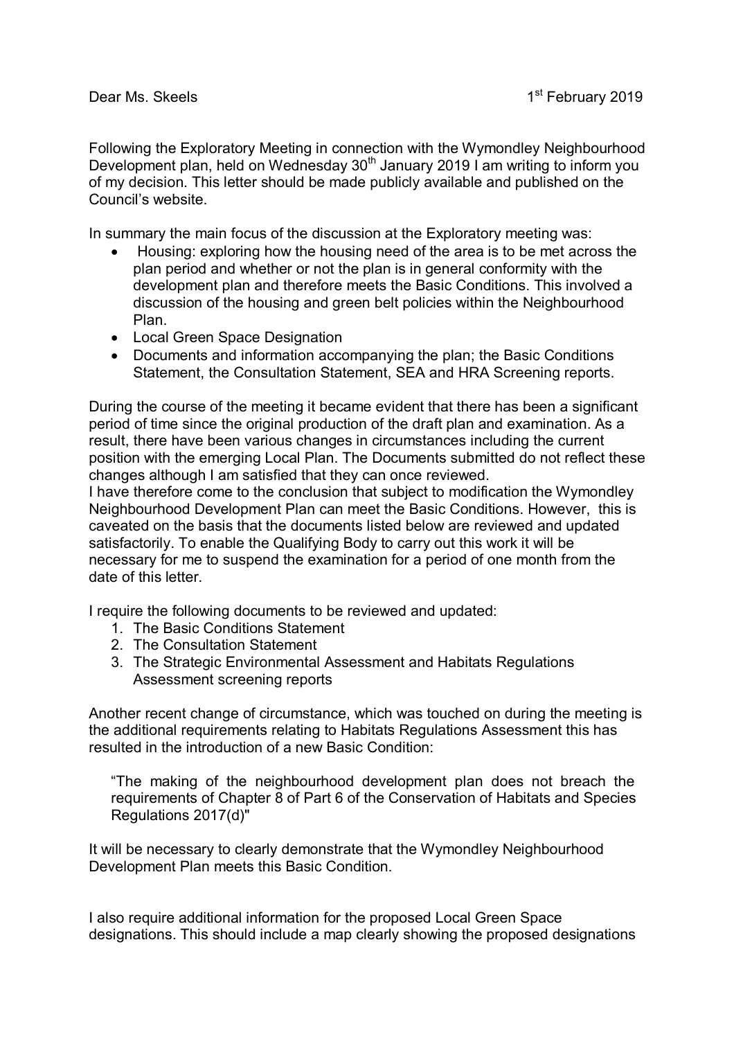Dear Ms. Skeels

1st February 2019

Following the Exploratory Meeting in connection with the Wymondley Neighbourhood Development plan, held on Wednesday 30th January 2019 I am writing to inform you of my decision. This letter should be made publicly available and published on the Council's website.

In summary the main focus of the discussion at the Exploratory meeting was:

- Housing: exploring how the housing need of the area is to be met across the plan period and whether or not the plan is in general conformity with the development plan and therefore meets the Basic Conditions. This involved a discussion of the housing and green belt policies within the Neighbourhood Plan.
- Local Green Space Designation
- Documents and information accompanying the plan; the Basic Conditions Statement, the Consultation Statement, SEA and HRA Screening reports.

During the course of the meeting it became evident that there has been a significant period of time since the original production of the draft plan and examination. As a result, there have been various changes in circumstances including the current position with the emerging Local Plan. The Documents submitted do not reflect these changes although I am satisfied that they can once reviewed.
I have therefore come to the conclusion that subject to modification the Wymondley Neighbourhood Development Plan can meet the Basic Conditions. However, this is caveated on the basis that the documents listed below are reviewed and updated satisfactorily. To enable the Qualifying Body to carry out this work it will be necessary for me to suspend the examination for a period of one month from the date of this letter.

I require the following documents to be reviewed and updated:

1. The Basic Conditions Statement
2. The Consultation Statement
3. The Strategic Environmental Assessment and Habitats Regulations Assessment screening reports

Another recent change of circumstance, which was touched on during the meeting is the additional requirements relating to Habitats Regulations Assessment this has resulted in the introduction of a new Basic Condition:

> "The making of the neighbourhood development plan does not breach the requirements of Chapter 8 of Part 6 of the Conservation of Habitats and Species Regulations 2017(d)"

It will be necessary to clearly demonstrate that the Wymondley Neighbourhood Development Plan meets this Basic Condition.

I also require additional information for the proposed Local Green Space designations. This should include a map clearly showing the proposed designations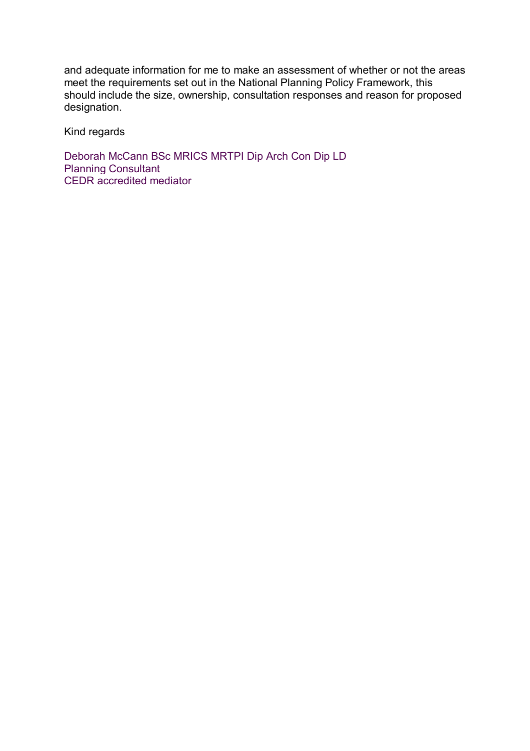and adequate information for me to make an assessment of whether or not the areas meet the requirements set out in the National Planning Policy Framework, this should include the size, ownership, consultation responses and reason for proposed designation.

Kind regards

Deborah McCann BSc MRICS MRTPI Dip Arch Con Dip LD
Planning Consultant
CEDR accredited mediator